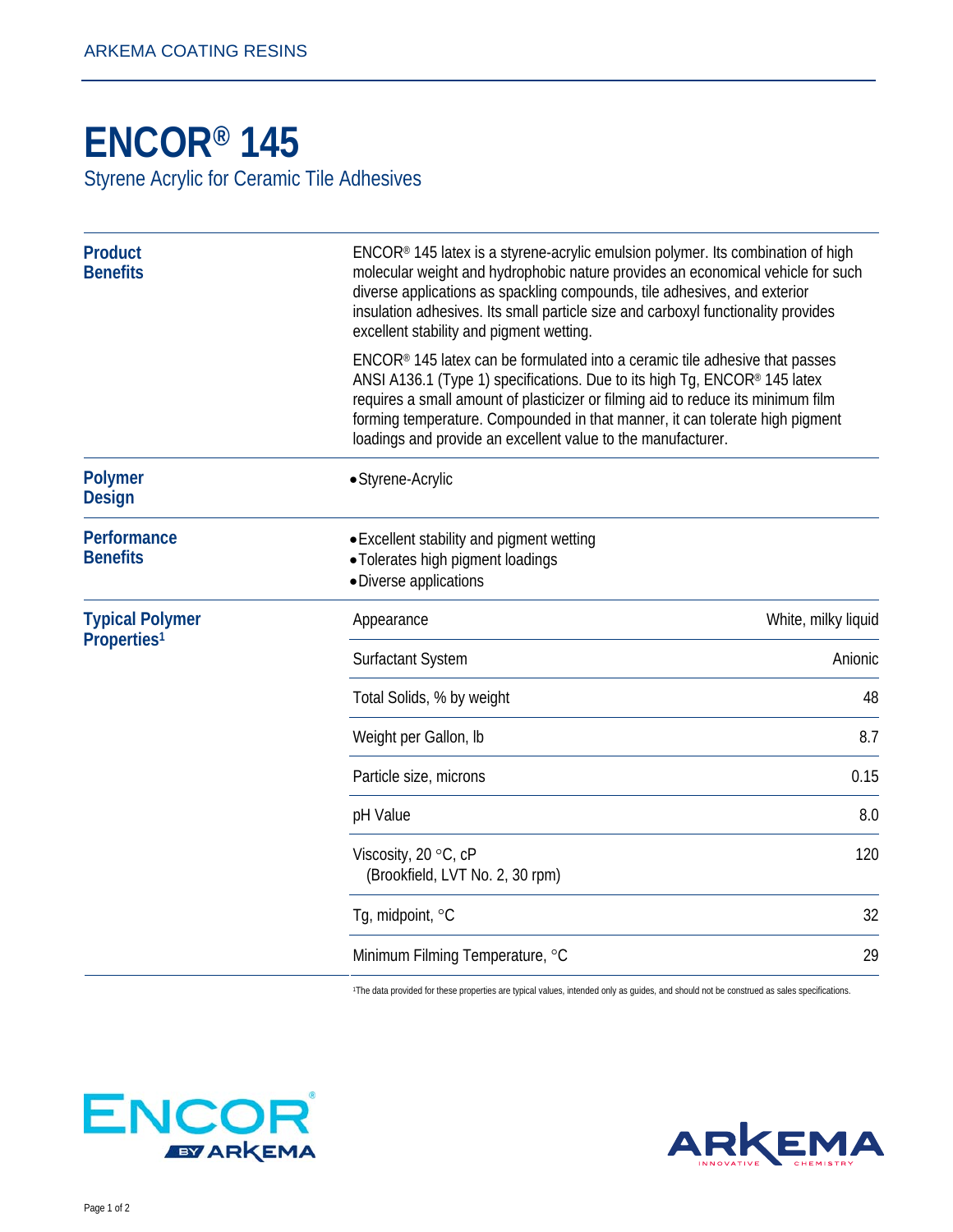# ENCOR® 145

Styrene Acrylic for Ceramic Tile Adhesives

## Product Benefits

ENCOR® 145 latex is a styrene-acrylic emulsion polymer. Its combination of high molecular weight and hydrophobic nature provides an economical vehicle for such diverse applications as spackling compounds, tile adhesives, and exterior insulation adhesives. Its small particle size and carboxyl functionality provides excellent stability and pigment wetting.

ENCOR® 145 latex can be formulated into a ceramic tile adhesive that passes ANSI A136.1 (Type 1) specifications. Due to its high Tg, ENCOR® 145 latex requires a small amount of plasticizer or filming aid to reduce its minimum film forming temperature. Compounded in that manner, it can tolerate high pigment loadings and provide an excellent value to the manufacturer.

## Polymer Design

- Styrene-Acrylic

## Performance Benefits

- Excellent stability and pigment wetting
- Tolerates high pigment loadings
- Diverse applications

## Typical Polymer Properties[1]

| Property | Value |
|---|---|
| Appearance | White, milky liquid |
| Surfactant System | Anionic |
| Total Solids, % by weight | 48 |
| Weight per Gallon, lb | 8.7 |
| Particle size, microns | 0.15 |
| pH Value | 8.0 |
| Viscosity, 20 °C, cP (Brookfield, LVT No. 2, 30 rpm) | 120 |
| Tg, midpoint, °C | 32 |
| Minimum Filming Temperature, °C | 29 |

[1]The data provided for these properties are typical values, intended only as guides, and should not be construed as sales specifications.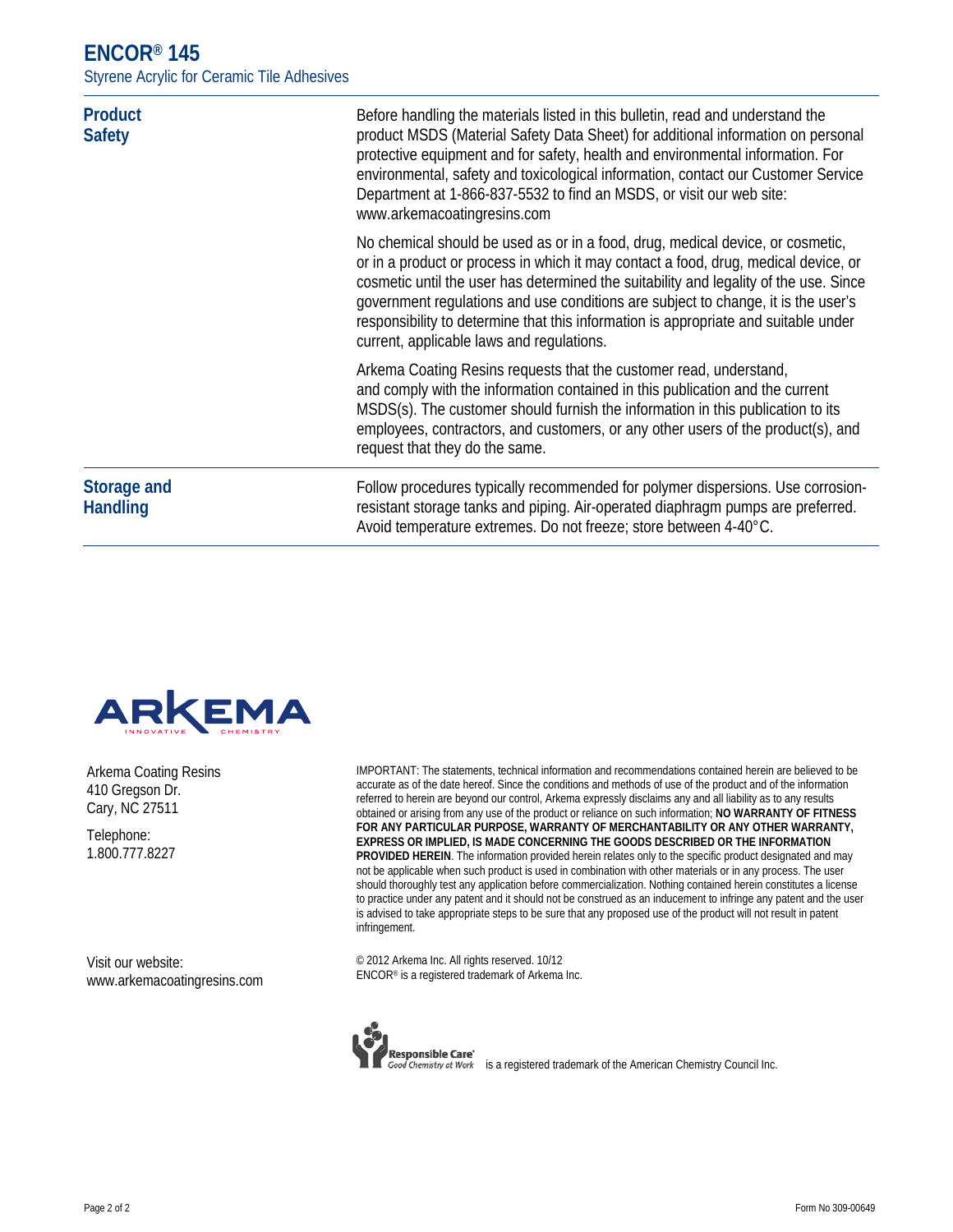# ENCOR® 145

Styrene Acrylic for Ceramic Tile Adhesives

## Product Safety

Before handling the materials listed in this bulletin, read and understand the product MSDS (Material Safety Data Sheet) for additional information on personal protective equipment and for safety, health and environmental information. For environmental, safety and toxicological information, contact our Customer Service Department at 1-866-837-5532 to find an MSDS, or visit our web site: www.arkemacoatingresins.com

No chemical should be used as or in a food, drug, medical device, or cosmetic, or in a product or process in which it may contact a food, drug, medical device, or cosmetic until the user has determined the suitability and legality of the use. Since government regulations and use conditions are subject to change, it is the user's responsibility to determine that this information is appropriate and suitable under current, applicable laws and regulations.

Arkema Coating Resins requests that the customer read, understand, and comply with the information contained in this publication and the current MSDS(s). The customer should furnish the information in this publication to its employees, contractors, and customers, or any other users of the product(s), and request that they do the same.

## Storage and Handling

Follow procedures typically recommended for polymer dispersions. Use corrosion-resistant storage tanks and piping. Air-operated diaphragm pumps are preferred. Avoid temperature extremes. Do not freeze; store between 4-40°C.

ARKEMA
INNOVATIVE CHEMISTRY

Arkema Coating Resins
410 Gregson Dr.
Cary, NC 27511

Telephone:
1.800.777.8227

Visit our website:
www.arkemacoatingresins.com

IMPORTANT: The statements, technical information and recommendations contained herein are believed to be accurate as of the date hereof. Since the conditions and methods of use of the product and of the information referred to herein are beyond our control, Arkema expressly disclaims any and all liability as to any results obtained or arising from any use of the product or reliance on such information; **NO WARRANTY OF FITNESS FOR ANY PARTICULAR PURPOSE, WARRANTY OF MERCHANTABILITY OR ANY OTHER WARRANTY, EXPRESS OR IMPLIED, IS MADE CONCERNING THE GOODS DESCRIBED OR THE INFORMATION PROVIDED HEREIN**. The information provided herein relates only to the specific product designated and may not be applicable when such product is used in combination with other materials or in any process. The user should thoroughly test any application before commercialization. Nothing contained herein constitutes a license to practice under any patent and it should not be construed as an inducement to infringe any patent and the user is advised to take appropriate steps to be sure that any proposed use of the product will not result in patent infringement.

© 2012 Arkema Inc. All rights reserved. 10/12
ENCOR® is a registered trademark of Arkema Inc.

Responsible Care® Good Chemistry at Work is a registered trademark of the American Chemistry Council Inc.

Form No 309-00649